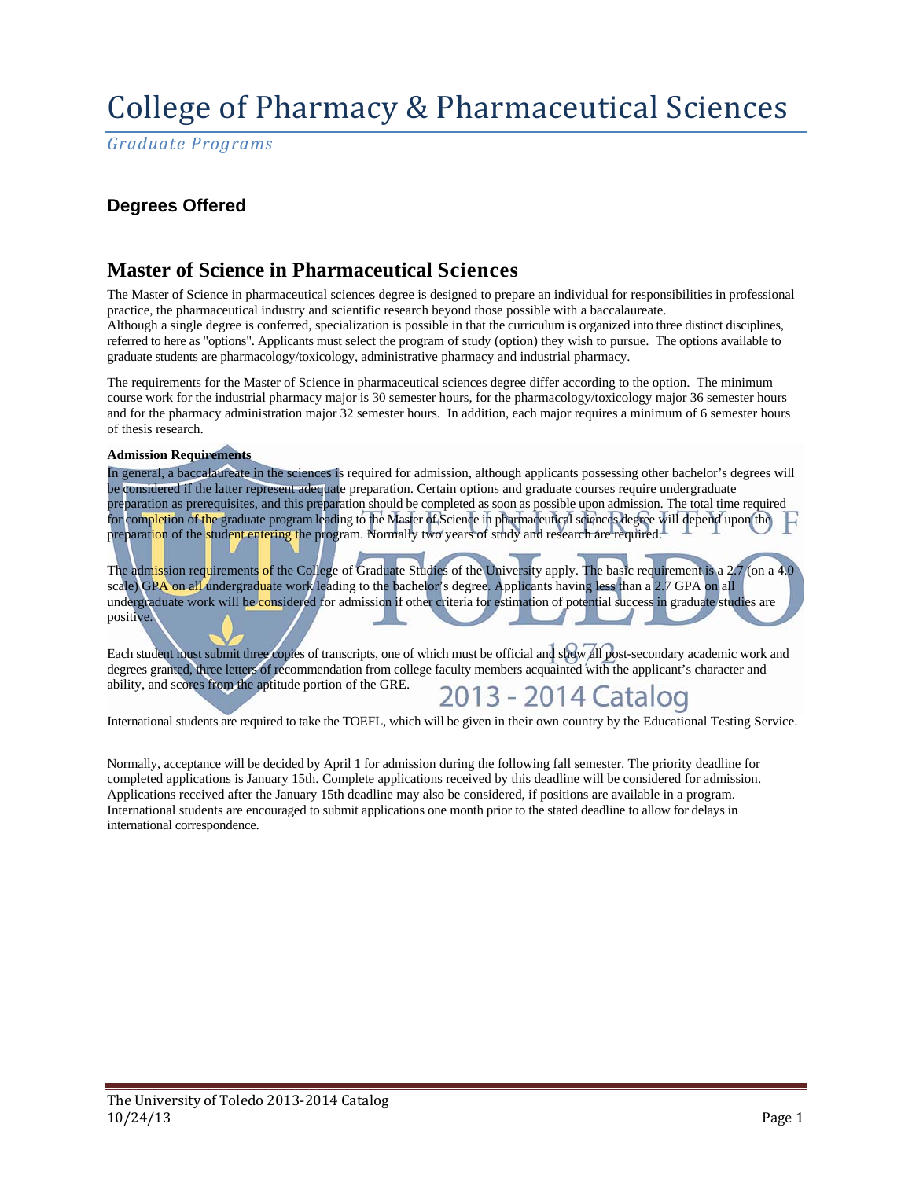# College of Pharmacy & Pharmaceutical Sciences

*Graduate Programs*

### Degrees Offered

## Master of Science in Pharmaceutical Sciences

The Master of Science in pharmaceutical sciences degree is designed to prepare an individual for responsibilities in professional practice, the pharmaceutical industry and scientific research beyond those possible with a baccalaureate.
Although a single degree is conferred, specialization is possible in that the curriculum is organized into three distinct disciplines, referred to here as "options". Applicants must select the program of study (option) they wish to pursue. The options available to graduate students are pharmacology/toxicology, administrative pharmacy and industrial pharmacy.

The requirements for the Master of Science in pharmaceutical sciences degree differ according to the option. The minimum course work for the industrial pharmacy major is 30 semester hours, for the pharmacology/toxicology major 36 semester hours and for the pharmacy administration major 32 semester hours. In addition, each major requires a minimum of 6 semester hours of thesis research.

**Admission Requirements**

In general, a baccalaureate in the sciences is required for admission, although applicants possessing other bachelor's degrees will be considered if the latter represent adequate preparation. Certain options and graduate courses require undergraduate preparation as prerequisites, and this preparation should be completed as soon as possible upon admission. The total time required for completion of the graduate program leading to the Master of Science in pharmaceutical sciences degree will depend upon the preparation of the student entering the program. Normally two years of study and research are required.

The admission requirements of the College of Graduate Studies of the University apply. The basic requirement is a 2.7 (on a 4.0 scale) GPA on all undergraduate work leading to the bachelor's degree. Applicants having less than a 2.7 GPA on all undergraduate work will be considered for admission if other criteria for estimation of potential success in graduate studies are positive.

Each student must submit three copies of transcripts, one of which must be official and show all post-secondary academic work and degrees granted, three letters of recommendation from college faculty members acquainted with the applicant's character and ability, and scores from the aptitude portion of the GRE.

International students are required to take the TOEFL, which will be given in their own country by the Educational Testing Service.

Normally, acceptance will be decided by April 1 for admission during the following fall semester. The priority deadline for completed applications is January 15th. Complete applications received by this deadline will be considered for admission. Applications received after the January 15th deadline may also be considered, if positions are available in a program. International students are encouraged to submit applications one month prior to the stated deadline to allow for delays in international correspondence.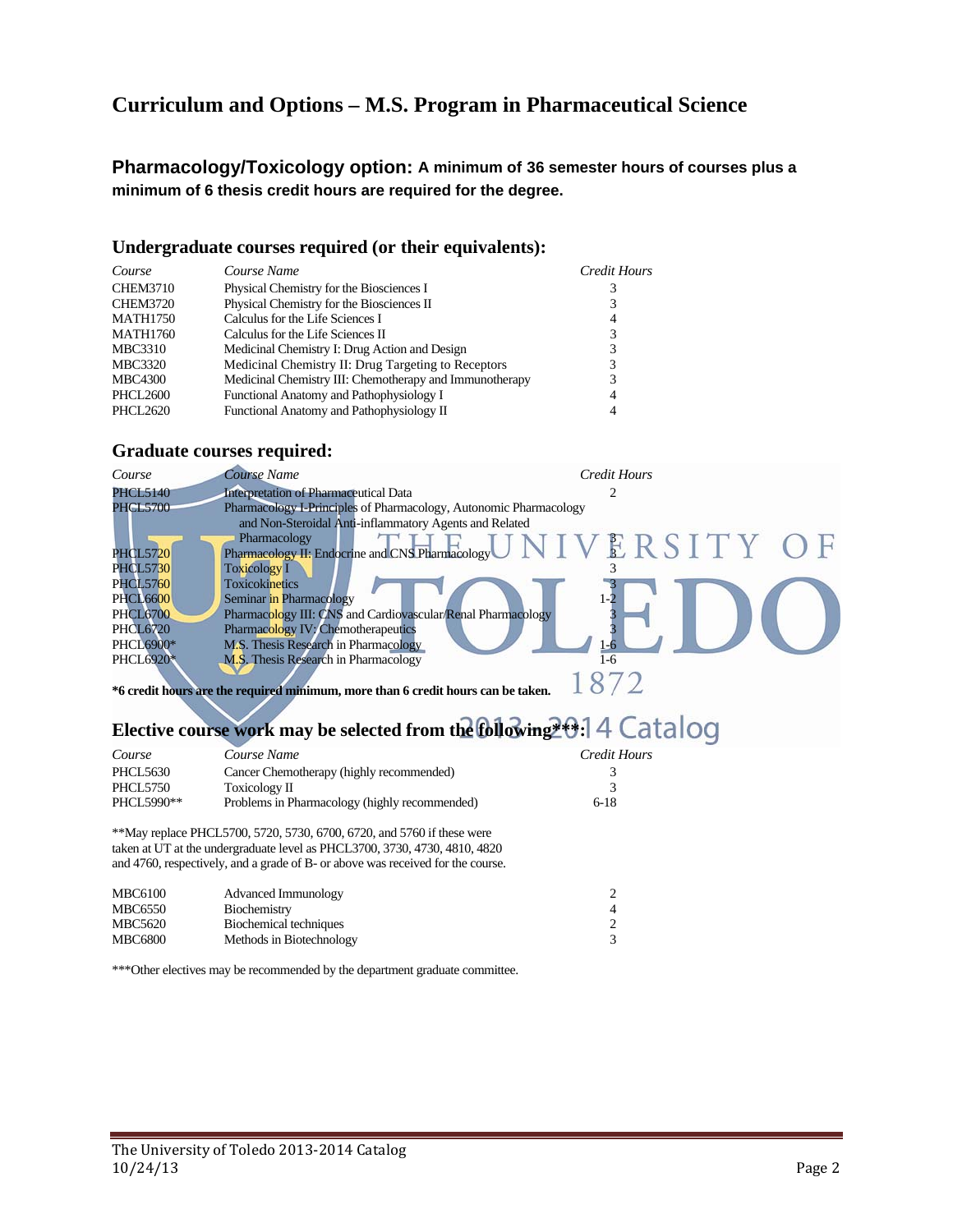# Curriculum and Options – M.S. Program in Pharmaceutical Science

## Pharmacology/Toxicology option: A minimum of 36 semester hours of courses plus a minimum of 6 thesis credit hours are required for the degree.

### Undergraduate courses required (or their equivalents):

| *Course* | *Course Name* | *Credit Hours* |
|---|---|---|
| CHEM3710 | Physical Chemistry for the Biosciences I | 3 |
| CHEM3720 | Physical Chemistry for the Biosciences II | 3 |
| MATH1750 | Calculus for the Life Sciences I | 4 |
| MATH1760 | Calculus for the Life Sciences II | 3 |
| MBC3310 | Medicinal Chemistry I: Drug Action and Design | 3 |
| MBC3320 | Medicinal Chemistry II: Drug Targeting to Receptors | 3 |
| MBC4300 | Medicinal Chemistry III: Chemotherapy and Immunotherapy | 3 |
| PHCL2600 | Functional Anatomy and Pathophysiology I | 4 |
| PHCL2620 | Functional Anatomy and Pathophysiology II | 4 |

### Graduate courses required:

| *Course* | *Course Name* | *Credit Hours* |
|---|---|---|
| PHCL5140 | Interpretation of Pharmaceutical Data | 2 |
| PHCL5700 | Pharmacology I-Principles of Pharmacology, Autonomic Pharmacology and Non-Steroidal Anti-inflammatory Agents and Related Pharmacology | 3 |
| PHCL5720 | Pharmacology II: Endocrine and CNS Pharmacology | 3 |
| PHCL5730 | Toxicology I | 3 |
| PHCL5760 | Toxicokinetics | 3 |
| PHCL6600 | Seminar in Pharmacology | 1-2 |
| PHCL6700 | Pharmacology III: CNS and Cardiovascular/Renal Pharmacology | 3 |
| PHCL6720 | Pharmacology IV: Chemotherapeutics | 3 |
| PHCL6900* | M.S. Thesis Research in Pharmacology | 1-6 |
| PHCL6920* | M.S. Thesis Research in Pharmacology | 1-6 |

**\*6 credit hours are the required minimum, more than 6 credit hours can be taken.**

### Elective course work may be selected from the following***:

| *Course* | *Course Name* | *Credit Hours* |
|---|---|---|
| PHCL5630 | Cancer Chemotherapy (highly recommended) | 3 |
| PHCL5750 | Toxicology II | 3 |
| PHCL5990** | Problems in Pharmacology (highly recommended) | 6-18 |

**May replace PHCL5700, 5720, 5730, 6700, 6720, and 5760 if these were taken at UT at the undergraduate level as PHCL3700, 3730, 4730, 4810, 4820 and 4760, respectively, and a grade of B- or above was received for the course.

| | | |
|---|---|---|
| MBC6100 | Advanced Immunology | 2 |
| MBC6550 | Biochemistry | 4 |
| MBC5620 | Biochemical techniques | 2 |
| MBC6800 | Methods in Biotechnology | 3 |

***Other electives may be recommended by the department graduate committee.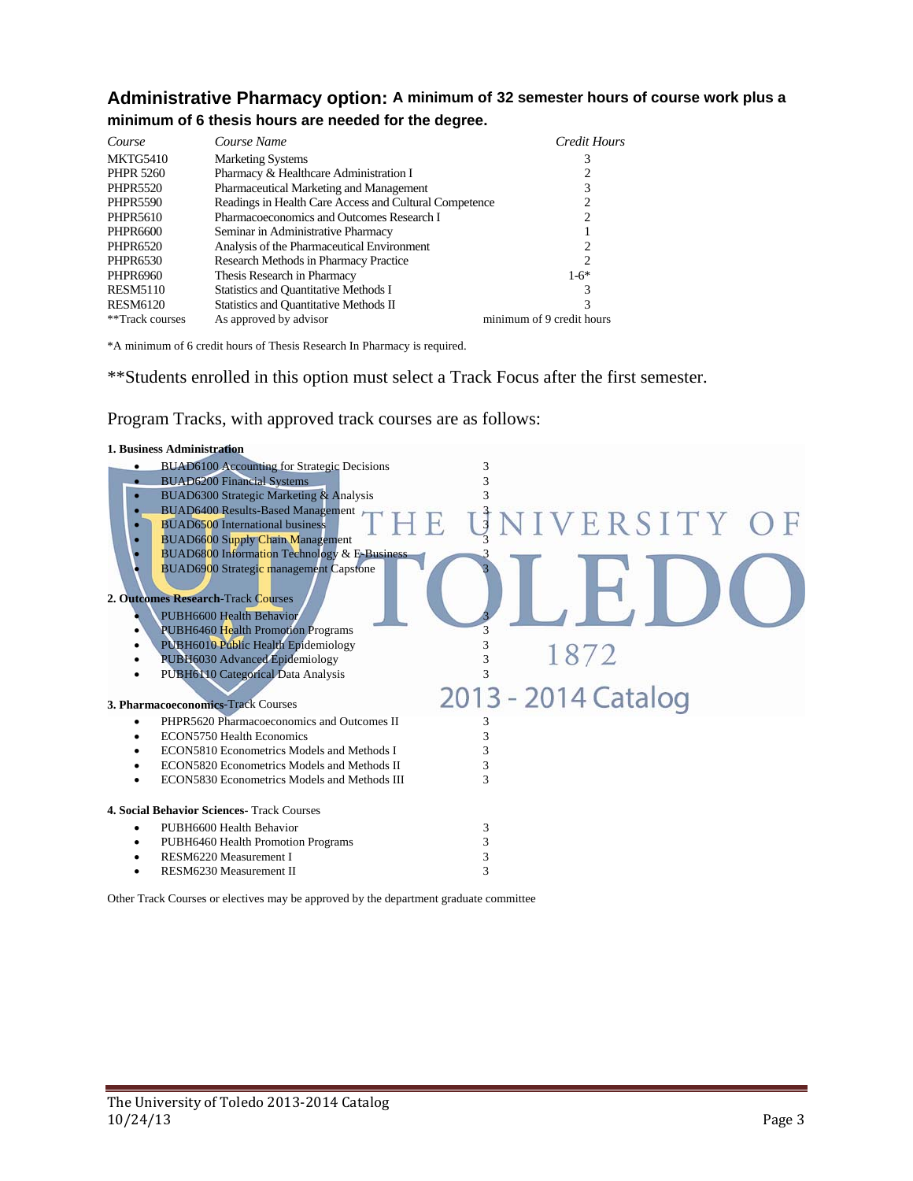**Administrative Pharmacy option: A minimum of 32 semester hours of course work plus a minimum of 6 thesis hours are needed for the degree.**

| *Course* | *Course Name* | *Credit Hours* |
|---|---|---|
| MKTG5410 | Marketing Systems | 3 |
| PHPR 5260 | Pharmacy & Healthcare Administration I | 2 |
| PHPR5520 | Pharmaceutical Marketing and Management | 3 |
| PHPR5590 | Readings in Health Care Access and Cultural Competence | 2 |
| PHPR5610 | Pharmacoeconomics and Outcomes Research I | 2 |
| PHPR6600 | Seminar in Administrative Pharmacy | 1 |
| PHPR6520 | Analysis of the Pharmaceutical Environment | 2 |
| PHPR6530 | Research Methods in Pharmacy Practice | 2 |
| PHPR6960 | Thesis Research in Pharmacy | 1-6* |
| RESM5110 | Statistics and Quantitative Methods I | 3 |
| RESM6120 | Statistics and Quantitative Methods II | 3 |
| **Track courses | As approved by advisor | minimum of 9 credit hours |

*A minimum of 6 credit hours of Thesis Research In Pharmacy is required.

**Students enrolled in this option must select a Track Focus after the first semester.

Program Tracks, with approved track courses are as follows:

**1. Business Administration**

- BUAD6100 Accounting for Strategic Decisions 3
- BUAD6200 Financial Systems 3
- BUAD6300 Strategic Marketing & Analysis 3
- BUAD6400 Results-Based Management 3
- BUAD6500 International business 3
- BUAD6600 Supply Chain Management 3
- BUAD6800 Information Technology & E-Business 3
- BUAD6900 Strategic management Capstone 3

**2. Outcomes Research**-Track Courses

- PUBH6600 Health Behavior 3
- PUBH6460 Health Promotion Programs 3
- PUBH6010 Public Health Epidemiology 3
- PUBH6030 Advanced Epidemiology 3
- PUBH6110 Categorical Data Analysis 3

**3. Pharmacoeconomics**-Track Courses

- PHPR5620 Pharmacoeconomics and Outcomes II 3
- ECON5750 Health Economics 3
- ECON5810 Econometrics Models and Methods I 3
- ECON5820 Econometrics Models and Methods II 3
- ECON5830 Econometrics Models and Methods III 3

**4. Social Behavior Sciences-** Track Courses

- PUBH6600 Health Behavior 3
- PUBH6460 Health Promotion Programs 3
- RESM6220 Measurement I 3
- RESM6230 Measurement II 3

Other Track Courses or electives may be approved by the department graduate committee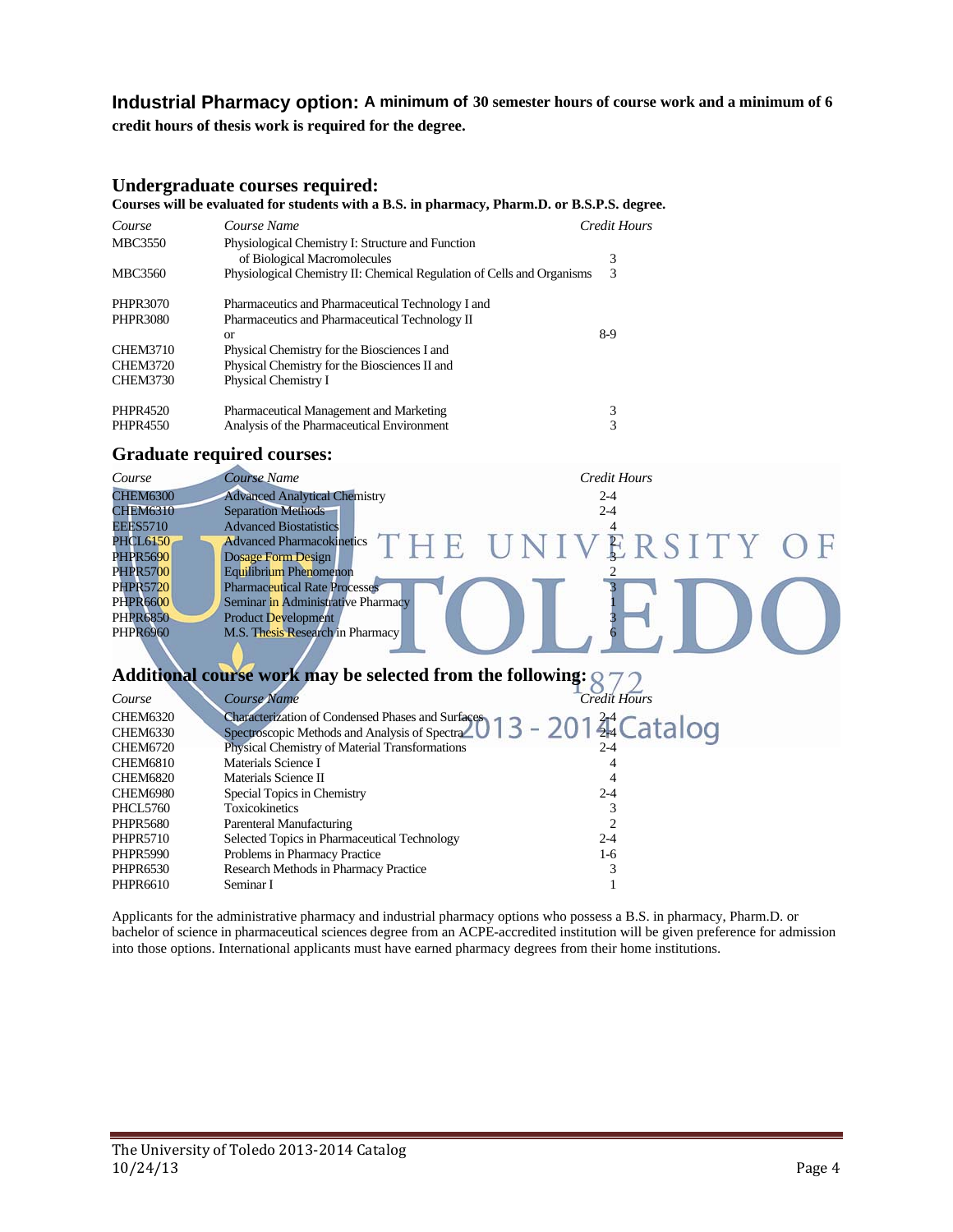**Industrial Pharmacy option: A minimum of 30 semester hours of course work and a minimum of 6 credit hours of thesis work is required for the degree.**

## Undergraduate courses required:

**Courses will be evaluated for students with a B.S. in pharmacy, Pharm.D. or B.S.P.S. degree.**

| *Course* | *Course Name* | *Credit Hours* |
|---|---|---|
| MBC3550 | Physiological Chemistry I: Structure and Function of Biological Macromolecules | 3 |
| MBC3560 | Physiological Chemistry II: Chemical Regulation of Cells and Organisms | 3 |
| PHPR3070 | Pharmaceutics and Pharmaceutical Technology I and | |
| PHPR3080 | Pharmaceutics and Pharmaceutical Technology II | |
| | or | 8-9 |
| CHEM3710 | Physical Chemistry for the Biosciences I and | |
| CHEM3720 | Physical Chemistry for the Biosciences II and | |
| CHEM3730 | Physical Chemistry I | |
| PHPR4520 | Pharmaceutical Management and Marketing | 3 |
| PHPR4550 | Analysis of the Pharmaceutical Environment | 3 |

## Graduate required courses:

| *Course* | *Course Name* | *Credit Hours* |
|---|---|---|
| CHEM6300 | Advanced Analytical Chemistry | 2-4 |
| CHEM6310 | Separation Methods | 2-4 |
| EEES5710 | Advanced Biostatistics | 4 |
| PHCL6150 | Advanced Pharmacokinetics | 2 |
| PHPR5690 | Dosage Form Design | 3 |
| PHPR5700 | Equilibrium Phenomenon | 2 |
| PHPR5720 | Pharmaceutical Rate Processes | 3 |
| PHPR6600 | Seminar in Administrative Pharmacy | 1 |
| PHPR6850 | Product Development | 3 |
| PHPR6960 | M.S. Thesis Research in Pharmacy | 6 |

## Additional course work may be selected from the following:

| *Course* | *Course Name* | *Credit Hours* |
|---|---|---|
| CHEM6320 | Characterization of Condensed Phases and Surfaces | 2-4 |
| CHEM6330 | Spectroscopic Methods and Analysis of Spectra | 2-4 |
| CHEM6720 | Physical Chemistry of Material Transformations | 2-4 |
| CHEM6810 | Materials Science I | 4 |
| CHEM6820 | Materials Science II | 4 |
| CHEM6980 | Special Topics in Chemistry | 2-4 |
| PHCL5760 | Toxicokinetics | 3 |
| PHPR5680 | Parenteral Manufacturing | 2 |
| PHPR5710 | Selected Topics in Pharmaceutical Technology | 2-4 |
| PHPR5990 | Problems in Pharmacy Practice | 1-6 |
| PHPR6530 | Research Methods in Pharmacy Practice | 3 |
| PHPR6610 | Seminar I | 1 |

Applicants for the administrative pharmacy and industrial pharmacy options who possess a B.S. in pharmacy, Pharm.D. or bachelor of science in pharmaceutical sciences degree from an ACPE-accredited institution will be given preference for admission into those options. International applicants must have earned pharmacy degrees from their home institutions.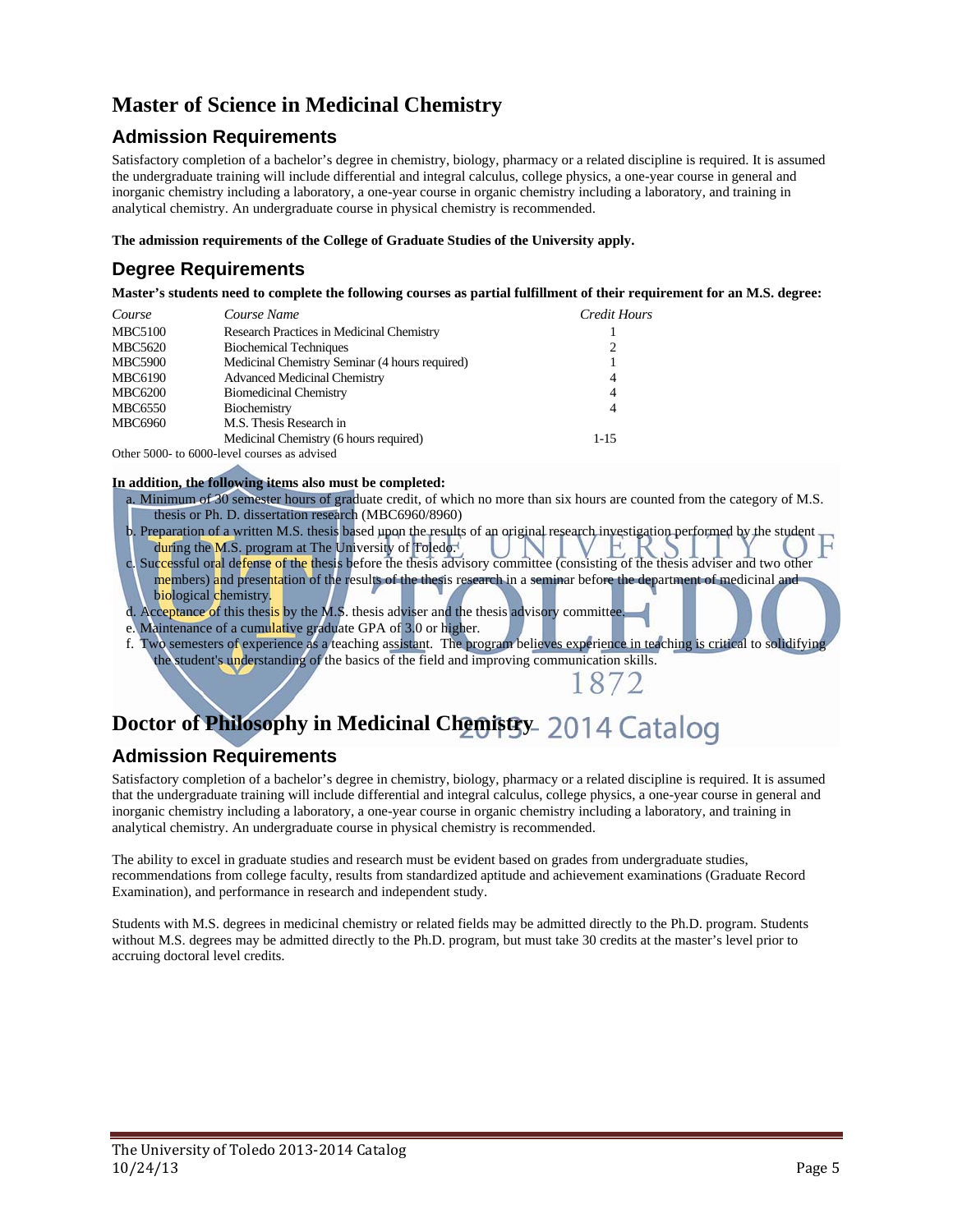# Master of Science in Medicinal Chemistry

## Admission Requirements

Satisfactory completion of a bachelor's degree in chemistry, biology, pharmacy or a related discipline is required. It is assumed the undergraduate training will include differential and integral calculus, college physics, a one-year course in general and inorganic chemistry including a laboratory, a one-year course in organic chemistry including a laboratory, and training in analytical chemistry. An undergraduate course in physical chemistry is recommended.

**The admission requirements of the College of Graduate Studies of the University apply.**

## Degree Requirements

**Master's students need to complete the following courses as partial fulfillment of their requirement for an M.S. degree:**

| *Course* | *Course Name* | *Credit Hours* |
|---|---|---|
| MBC5100 | Research Practices in Medicinal Chemistry | 1 |
| MBC5620 | Biochemical Techniques | 2 |
| MBC5900 | Medicinal Chemistry Seminar (4 hours required) | 1 |
| MBC6190 | Advanced Medicinal Chemistry | 4 |
| MBC6200 | Biomedicinal Chemistry | 4 |
| MBC6550 | Biochemistry | 4 |
| MBC6960 | M.S. Thesis Research in Medicinal Chemistry (6 hours required) | 1-15 |

Other 5000- to 6000-level courses as advised

**In addition, the following items also must be completed:**

a. Minimum of 30 semester hours of graduate credit, of which no more than six hours are counted from the category of M.S. thesis or Ph. D. dissertation research (MBC6960/8960)
b. Preparation of a written M.S. thesis based upon the results of an original research investigation performed by the student during the M.S. program at The University of Toledo.
c. Successful oral defense of the thesis before the thesis advisory committee (consisting of the thesis adviser and two other members) and presentation of the results of the thesis research in a seminar before the department of medicinal and biological chemistry.
d. Acceptance of this thesis by the M.S. thesis adviser and the thesis advisory committee.
e. Maintenance of a cumulative graduate GPA of 3.0 or higher.
f. Two semesters of experience as a teaching assistant. The program believes experience in teaching is critical to solidifying the student's understanding of the basics of the field and improving communication skills.

# Doctor of Philosophy in Medicinal Chemistry

## Admission Requirements

Satisfactory completion of a bachelor's degree in chemistry, biology, pharmacy or a related discipline is required. It is assumed that the undergraduate training will include differential and integral calculus, college physics, a one-year course in general and inorganic chemistry including a laboratory, a one-year course in organic chemistry including a laboratory, and training in analytical chemistry. An undergraduate course in physical chemistry is recommended.

The ability to excel in graduate studies and research must be evident based on grades from undergraduate studies, recommendations from college faculty, results from standardized aptitude and achievement examinations (Graduate Record Examination), and performance in research and independent study.

Students with M.S. degrees in medicinal chemistry or related fields may be admitted directly to the Ph.D. program. Students without M.S. degrees may be admitted directly to the Ph.D. program, but must take 30 credits at the master's level prior to accruing doctoral level credits.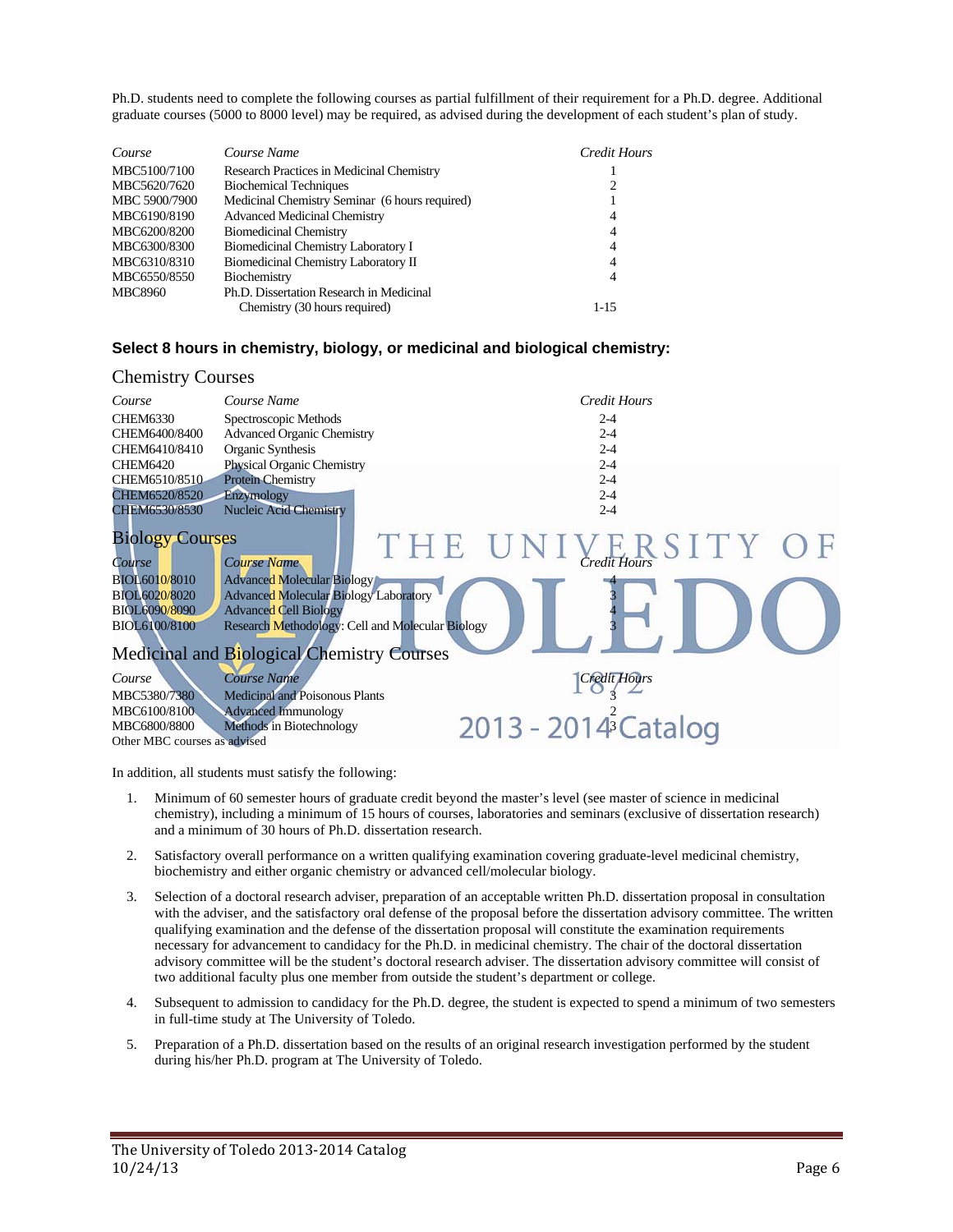Ph.D. students need to complete the following courses as partial fulfillment of their requirement for a Ph.D. degree. Additional graduate courses (5000 to 8000 level) may be required, as advised during the development of each student's plan of study.

| *Course* | *Course Name* | *Credit Hours* |
|---|---|---|
| MBC5100/7100 | Research Practices in Medicinal Chemistry | 1 |
| MBC5620/7620 | Biochemical Techniques | 2 |
| MBC 5900/7900 | Medicinal Chemistry Seminar (6 hours required) | 1 |
| MBC6190/8190 | Advanced Medicinal Chemistry | 4 |
| MBC6200/8200 | Biomedicinal Chemistry | 4 |
| MBC6300/8300 | Biomedicinal Chemistry Laboratory I | 4 |
| MBC6310/8310 | Biomedicinal Chemistry Laboratory II | 4 |
| MBC6550/8550 | Biochemistry | 4 |
| MBC8960 | Ph.D. Dissertation Research in Medicinal Chemistry (30 hours required) | 1-15 |

**Select 8 hours in chemistry, biology, or medicinal and biological chemistry:**

## Chemistry Courses

| *Course* | *Course Name* | *Credit Hours* |
|---|---|---|
| CHEM6330 | Spectroscopic Methods | 2-4 |
| CHEM6400/8400 | Advanced Organic Chemistry | 2-4 |
| CHEM6410/8410 | Organic Synthesis | 2-4 |
| CHEM6420 | Physical Organic Chemistry | 2-4 |
| CHEM6510/8510 | Protein Chemistry | 2-4 |
| CHEM6520/8520 | Enzymology | 2-4 |
| CHEM6530/8530 | Nucleic Acid Chemistry | 2-4 |

## Biology Courses

| *Course* | *Course Name* | *Credit Hours* |
|---|---|---|
| BIOL6010/8010 | Advanced Molecular Biology | 4 |
| BIOL6020/8020 | Advanced Molecular Biology Laboratory | 3 |
| BIOL6090/8090 | Advanced Cell Biology | 4 |
| BIOL6100/8100 | Research Methodology: Cell and Molecular Biology | 3 |

## Medicinal and Biological Chemistry Courses

| *Course* | *Course Name* | *Credit Hours* |
|---|---|---|
| MBC5380/7380 | Medicinal and Poisonous Plants | 3 |
| MBC6100/8100 | Advanced Immunology | 2 |
| MBC6800/8800 | Methods in Biotechnology | 3 |
| Other MBC courses as advised | | |

In addition, all students must satisfy the following:

1. Minimum of 60 semester hours of graduate credit beyond the master's level (see master of science in medicinal chemistry), including a minimum of 15 hours of courses, laboratories and seminars (exclusive of dissertation research) and a minimum of 30 hours of Ph.D. dissertation research.
2. Satisfactory overall performance on a written qualifying examination covering graduate-level medicinal chemistry, biochemistry and either organic chemistry or advanced cell/molecular biology.
3. Selection of a doctoral research adviser, preparation of an acceptable written Ph.D. dissertation proposal in consultation with the adviser, and the satisfactory oral defense of the proposal before the dissertation advisory committee. The written qualifying examination and the defense of the dissertation proposal will constitute the examination requirements necessary for advancement to candidacy for the Ph.D. in medicinal chemistry. The chair of the doctoral dissertation advisory committee will be the student's doctoral research adviser. The dissertation advisory committee will consist of two additional faculty plus one member from outside the student's department or college.
4. Subsequent to admission to candidacy for the Ph.D. degree, the student is expected to spend a minimum of two semesters in full-time study at The University of Toledo.
5. Preparation of a Ph.D. dissertation based on the results of an original research investigation performed by the student during his/her Ph.D. program at The University of Toledo.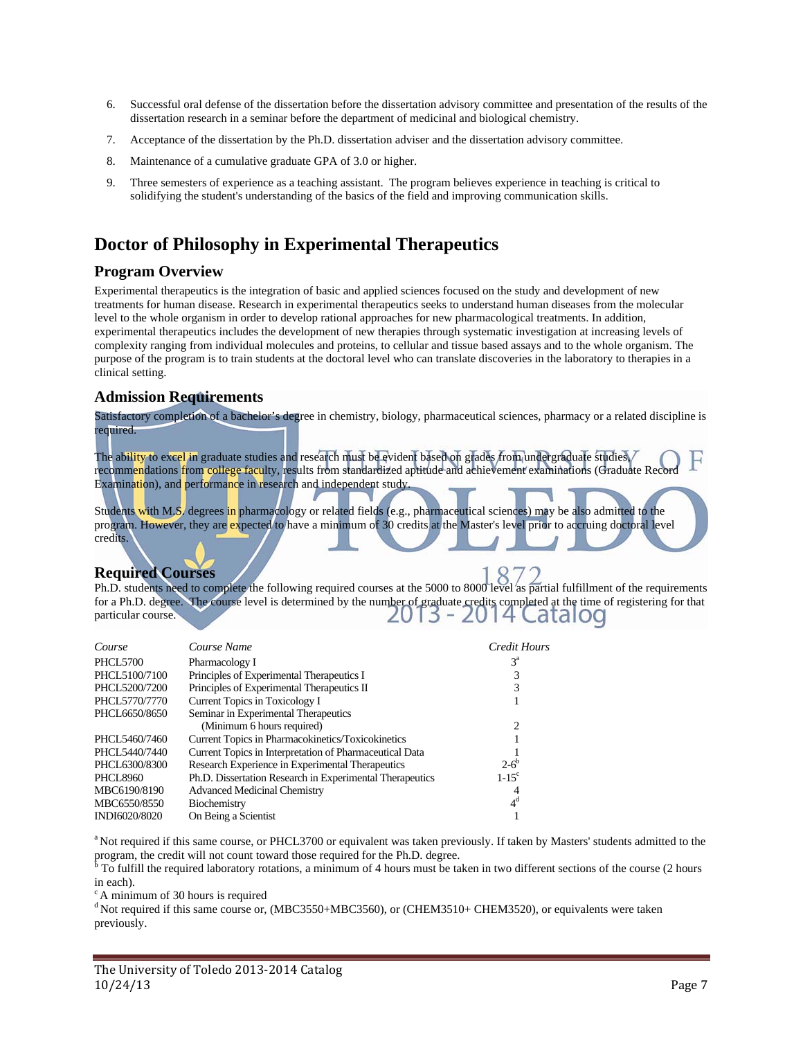6. Successful oral defense of the dissertation before the dissertation advisory committee and presentation of the results of the dissertation research in a seminar before the department of medicinal and biological chemistry.

7. Acceptance of the dissertation by the Ph.D. dissertation adviser and the dissertation advisory committee.

8. Maintenance of a cumulative graduate GPA of 3.0 or higher.

9. Three semesters of experience as a teaching assistant. The program believes experience in teaching is critical to solidifying the student's understanding of the basics of the field and improving communication skills.

# Doctor of Philosophy in Experimental Therapeutics

## Program Overview

Experimental therapeutics is the integration of basic and applied sciences focused on the study and development of new treatments for human disease. Research in experimental therapeutics seeks to understand human diseases from the molecular level to the whole organism in order to develop rational approaches for new pharmacological treatments. In addition, experimental therapeutics includes the development of new therapies through systematic investigation at increasing levels of complexity ranging from individual molecules and proteins, to cellular and tissue based assays and to the whole organism. The purpose of the program is to train students at the doctoral level who can translate discoveries in the laboratory to therapies in a clinical setting.

## Admission Requirements

Satisfactory completion of a bachelor's degree in chemistry, biology, pharmaceutical sciences, pharmacy or a related discipline is required.

The ability to excel in graduate studies and research must be evident based on grades from undergraduate studies, recommendations from college faculty, results from standardized aptitude and achievement examinations (Graduate Record Examination), and performance in research and independent study.

Students with M.S. degrees in pharmacology or related fields (e.g., pharmaceutical sciences) may be also admitted to the program. However, they are expected to have a minimum of 30 credits at the Master's level prior to accruing doctoral level credits.

## Required Courses

Ph.D. students need to complete the following required courses at the 5000 to 8000 level as partial fulfillment of the requirements for a Ph.D. degree. The course level is determined by the number of graduate credits completed at the time of registering for that particular course.

| *Course* | *Course Name* | *Credit Hours* |
|---|---|---|
| PHCL5700 | Pharmacology I | 3[a] |
| PHCL5100/7100 | Principles of Experimental Therapeutics I | 3 |
| PHCL5200/7200 | Principles of Experimental Therapeutics II | 3 |
| PHCL5770/7770 | Current Topics in Toxicology I | 1 |
| PHCL6650/8650 | Seminar in Experimental Therapeutics (Minimum 6 hours required) | 2 |
| PHCL5460/7460 | Current Topics in Pharmacokinetics/Toxicokinetics | 1 |
| PHCL5440/7440 | Current Topics in Interpretation of Pharmaceutical Data | 1 |
| PHCL6300/8300 | Research Experience in Experimental Therapeutics | 2-6[b] |
| PHCL8960 | Ph.D. Dissertation Research in Experimental Therapeutics | 1-15[c] |
| MBC6190/8190 | Advanced Medicinal Chemistry | 4 |
| MBC6550/8550 | Biochemistry | 4[d] |
| INDI6020/8020 | On Being a Scientist | 1 |

[a] Not required if this same course, or PHCL3700 or equivalent was taken previously. If taken by Masters' students admitted to the program, the credit will not count toward those required for the Ph.D. degree.

[b] To fulfill the required laboratory rotations, a minimum of 4 hours must be taken in two different sections of the course (2 hours in each).

[c] A minimum of 30 hours is required

[d] Not required if this same course or, (MBC3550+MBC3560), or (CHEM3510+ CHEM3520), or equivalents were taken previously.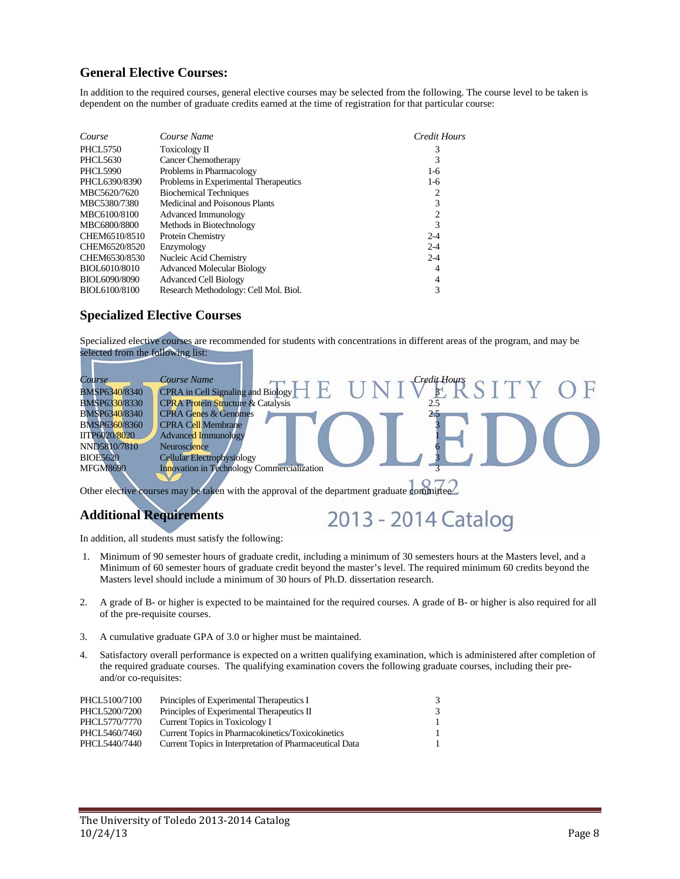## General Elective Courses:

In addition to the required courses, general elective courses may be selected from the following. The course level to be taken is dependent on the number of graduate credits earned at the time of registration for that particular course:

| *Course* | *Course Name* | *Credit Hours* |
|---|---|---|
| PHCL5750 | Toxicology II | 3 |
| PHCL5630 | Cancer Chemotherapy | 3 |
| PHCL5990 | Problems in Pharmacology | 1-6 |
| PHCL6390/8390 | Problems in Experimental Therapeutics | 1-6 |
| MBC5620/7620 | Biochemical Techniques | 2 |
| MBC5380/7380 | Medicinal and Poisonous Plants | 3 |
| MBC6100/8100 | Advanced Immunology | 2 |
| MBC6800/8800 | Methods in Biotechnology | 3 |
| CHEM6510/8510 | Protein Chemistry | 2-4 |
| CHEM6520/8520 | Enzymology | 2-4 |
| CHEM6530/8530 | Nucleic Acid Chemistry | 2-4 |
| BIOL6010/8010 | Advanced Molecular Biology | 4 |
| BIOL6090/8090 | Advanced Cell Biology | 4 |
| BIOL6100/8100 | Research Methodology: Cell Mol. Biol. | 3 |

## Specialized Elective Courses

Specialized elective courses are recommended for students with concentrations in different areas of the program, and may be selected from the following list:

| *Course* | *Course Name* | *Credit Hours* |
|---|---|---|
| BMSP6340/8340 | CPRA in Cell Signaling and Biology | 3 |
| BMSP6330/8330 | CPRA Protein Structure & Catalysis | 2.5 |
| BMSP6340/8340 | CPRA Genes & Genomes | 2.5 |
| BMSP6360/8360 | CPRA Cell Membrane | 3 |
| IITP6020/8020 | Advanced Immunology | 1 |
| NND5810/7810 | Neuroscience | 6 |
| BIOE5620 | Cellular Electrophysiology | 3 |
| MFGM8690 | Innovation in Technology Commercialization | 3 |

Other elective courses may be taken with the approval of the department graduate committee.

## Additional Requirements

In addition, all students must satisfy the following:

1. Minimum of 90 semester hours of graduate credit, including a minimum of 30 semesters hours at the Masters level, and a Minimum of 60 semester hours of graduate credit beyond the master's level. The required minimum 60 credits beyond the Masters level should include a minimum of 30 hours of Ph.D. dissertation research.

2. A grade of B- or higher is expected to be maintained for the required courses. A grade of B- or higher is also required for all of the pre-requisite courses.

3. A cumulative graduate GPA of 3.0 or higher must be maintained.

4. Satisfactory overall performance is expected on a written qualifying examination, which is administered after completion of the required graduate courses. The qualifying examination covers the following graduate courses, including their pre- and/or co-requisites:

| | | |
|---|---|---|
| PHCL5100/7100 | Principles of Experimental Therapeutics I | 3 |
| PHCL5200/7200 | Principles of Experimental Therapeutics II | 3 |
| PHCL5770/7770 | Current Topics in Toxicology I | 1 |
| PHCL5460/7460 | Current Topics in Pharmacokinetics/Toxicokinetics | 1 |
| PHCL5440/7440 | Current Topics in Interpretation of Pharmaceutical Data | 1 |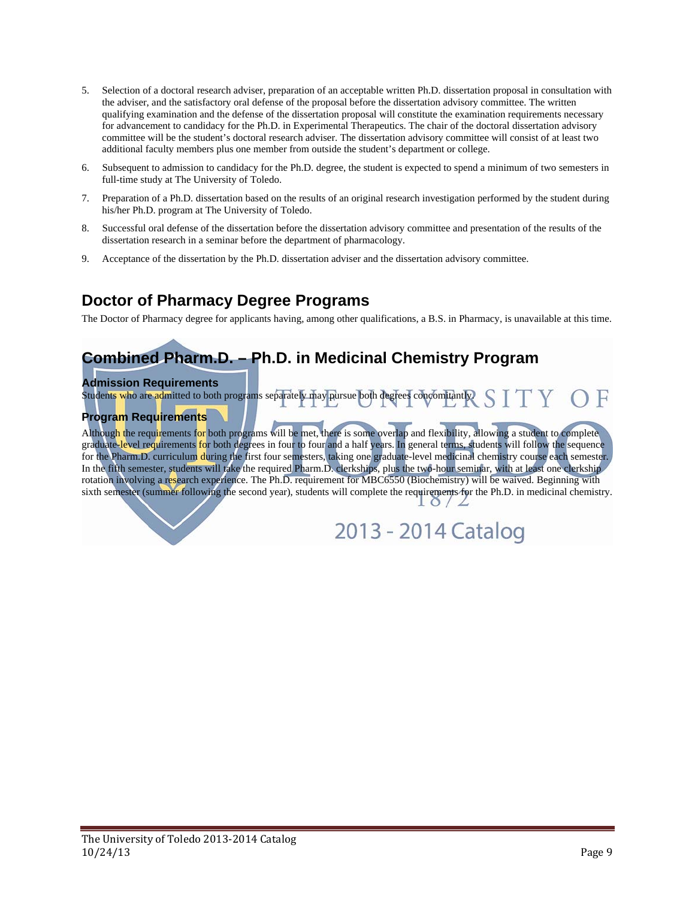5. Selection of a doctoral research adviser, preparation of an acceptable written Ph.D. dissertation proposal in consultation with the adviser, and the satisfactory oral defense of the proposal before the dissertation advisory committee. The written qualifying examination and the defense of the dissertation proposal will constitute the examination requirements necessary for advancement to candidacy for the Ph.D. in Experimental Therapeutics. The chair of the doctoral dissertation advisory committee will be the student's doctoral research adviser. The dissertation advisory committee will consist of at least two additional faculty members plus one member from outside the student's department or college.
6. Subsequent to admission to candidacy for the Ph.D. degree, the student is expected to spend a minimum of two semesters in full-time study at The University of Toledo.
7. Preparation of a Ph.D. dissertation based on the results of an original research investigation performed by the student during his/her Ph.D. program at The University of Toledo.
8. Successful oral defense of the dissertation before the dissertation advisory committee and presentation of the results of the dissertation research in a seminar before the department of pharmacology.
9. Acceptance of the dissertation by the Ph.D. dissertation adviser and the dissertation advisory committee.

## Doctor of Pharmacy Degree Programs

The Doctor of Pharmacy degree for applicants having, among other qualifications, a B.S. in Pharmacy, is unavailable at this time.

## Combined Pharm.D. – Ph.D. in Medicinal Chemistry Program

### Admission Requirements

Students who are admitted to both programs separately may pursue both degrees concomitantly.

### Program Requirements

Although the requirements for both programs will be met, there is some overlap and flexibility, allowing a student to complete graduate-level requirements for both degrees in four to four and a half years. In general terms, students will follow the sequence for the Pharm.D. curriculum during the first four semesters, taking one graduate-level medicinal chemistry course each semester. In the fifth semester, students will take the required Pharm.D. clerkships, plus the two-hour seminar, with at least one clerkship rotation involving a research experience. The Ph.D. requirement for MBC6550 (Biochemistry) will be waived. Beginning with sixth semester (summer following the second year), students will complete the requirements for the Ph.D. in medicinal chemistry.